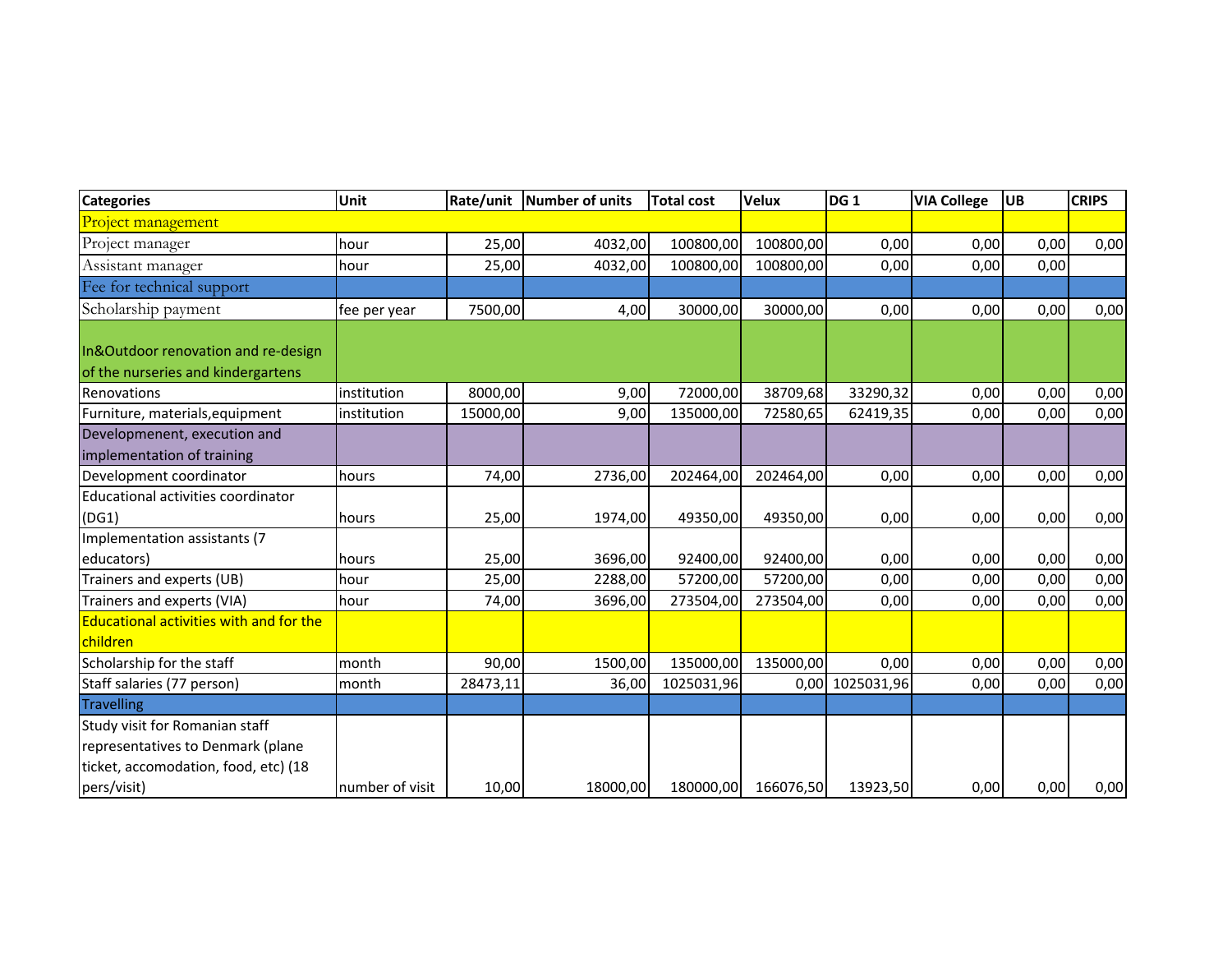| Categories | Unit | Rate/unit | Number of units | Total cost | Velux | DG 1 | VIA College | UB | CRIPS |
|---|---|---|---|---|---|---|---|---|---|
| Project management | | | | | | | | | |
| Project manager | hour | 25,00 | 4032,00 | 100800,00 | 100800,00 | 0,00 | 0,00 | 0,00 | 0,00 |
| Assistant manager | hour | 25,00 | 4032,00 | 100800,00 | 100800,00 | 0,00 | 0,00 | 0,00 | |
| Fee for technical support | | | | | | | | | |
| Scholarship payment | fee per year | 7500,00 | 4,00 | 30000,00 | 30000,00 | 0,00 | 0,00 | 0,00 | 0,00 |
| In&Outdoor renovation and re-design of the nurseries and kindergartens | | | | | | | | | |
| Renovations | institution | 8000,00 | 9,00 | 72000,00 | 38709,68 | 33290,32 | 0,00 | 0,00 | 0,00 |
| Furniture, materials,equipment | institution | 15000,00 | 9,00 | 135000,00 | 72580,65 | 62419,35 | 0,00 | 0,00 | 0,00 |
| Developement, execution and implementation of training | | | | | | | | | |
| Development coordinator | hours | 74,00 | 2736,00 | 202464,00 | 202464,00 | 0,00 | 0,00 | 0,00 | 0,00 |
| Educational activities coordinator (DG1) | hours | 25,00 | 1974,00 | 49350,00 | 49350,00 | 0,00 | 0,00 | 0,00 | 0,00 |
| Implementation assistants (7 educators) | hours | 25,00 | 3696,00 | 92400,00 | 92400,00 | 0,00 | 0,00 | 0,00 | 0,00 |
| Trainers and experts (UB) | hour | 25,00 | 2288,00 | 57200,00 | 57200,00 | 0,00 | 0,00 | 0,00 | 0,00 |
| Trainers and experts (VIA) | hour | 74,00 | 3696,00 | 273504,00 | 273504,00 | 0,00 | 0,00 | 0,00 | 0,00 |
| Educational activities with and for the children | | | | | | | | | |
| Scholarship for the staff | month | 90,00 | 1500,00 | 135000,00 | 135000,00 | 0,00 | 0,00 | 0,00 | 0,00 |
| Staff salaries (77 person) | month | 28473,11 | 36,00 | 1025031,96 | 0,00 | 1025031,96 | 0,00 | 0,00 | 0,00 |
| Travelling | | | | | | | | | |
| Study visit for Romanian staff representatives to Denmark (plane ticket, accomodation, food, etc) (18 pers/visit) | number of visit | 10,00 | 18000,00 | 180000,00 | 166076,50 | 13923,50 | 0,00 | 0,00 | 0,00 |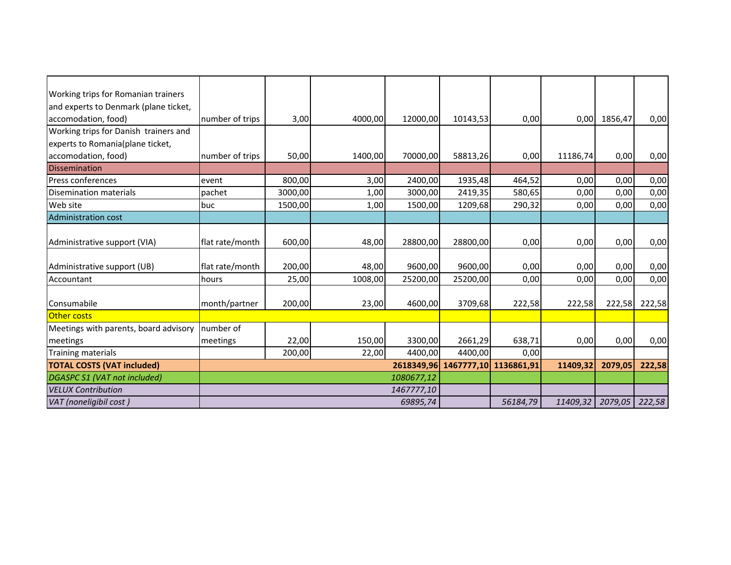| | | | | | | | | | |
|---|---|---|---|---|---|---|---|---|---|
| Working trips for Romanian trainers and experts to Denmark (plane ticket, accomodation, food) | number of trips | 3,00 | 4000,00 | 12000,00 | 10143,53 | 0,00 | 0,00 | 1856,47 | 0,00 |
| Working trips for Danish trainers and experts to Romania(plane ticket, accomodation, food) | number of trips | 50,00 | 1400,00 | 70000,00 | 58813,26 | 0,00 | 11186,74 | 0,00 | 0,00 |
| Dissemination | | | | | | | | | |
| Press conferences | event | 800,00 | 3,00 | 2400,00 | 1935,48 | 464,52 | 0,00 | 0,00 | 0,00 |
| Disemination materials | pachet | 3000,00 | 1,00 | 3000,00 | 2419,35 | 580,65 | 0,00 | 0,00 | 0,00 |
| Web site | buc | 1500,00 | 1,00 | 1500,00 | 1209,68 | 290,32 | 0,00 | 0,00 | 0,00 |
| Administration cost | | | | | | | | | |
| Administrative support (VIA) | flat rate/month | 600,00 | 48,00 | 28800,00 | 28800,00 | 0,00 | 0,00 | 0,00 | 0,00 |
| Administrative support (UB) | flat rate/month | 200,00 | 48,00 | 9600,00 | 9600,00 | 0,00 | 0,00 | 0,00 | 0,00 |
| Accountant | hours | 25,00 | 1008,00 | 25200,00 | 25200,00 | 0,00 | 0,00 | 0,00 | 0,00 |
| Consumabile | month/partner | 200,00 | 23,00 | 4600,00 | 3709,68 | 222,58 | 222,58 | 222,58 | 222,58 |
| Other costs | | | | | | | | | |
| Meetings with parents, board advisory meetings | number of meetings | 22,00 | 150,00 | 3300,00 | 2661,29 | 638,71 | 0,00 | 0,00 | 0,00 |
| Training materials | | 200,00 | 22,00 | 4400,00 | 4400,00 | 0,00 | | | |
| **TOTAL COSTS (VAT included)** | | | | **2618349,96** | **1467777,10** | **1136861,91** | **11409,32** | **2079,05** | **222,58** |
| *DGASPC S1 (VAT not included)* | | | | *1080677,12* | | | | | |
| *VELUX Contribution* | | | | *1467777,10* | | | | | |
| *VAT (noneligibil cost )* | | | | *69895,74* | | *56184,79* | *11409,32* | *2079,05* | *222,58* |